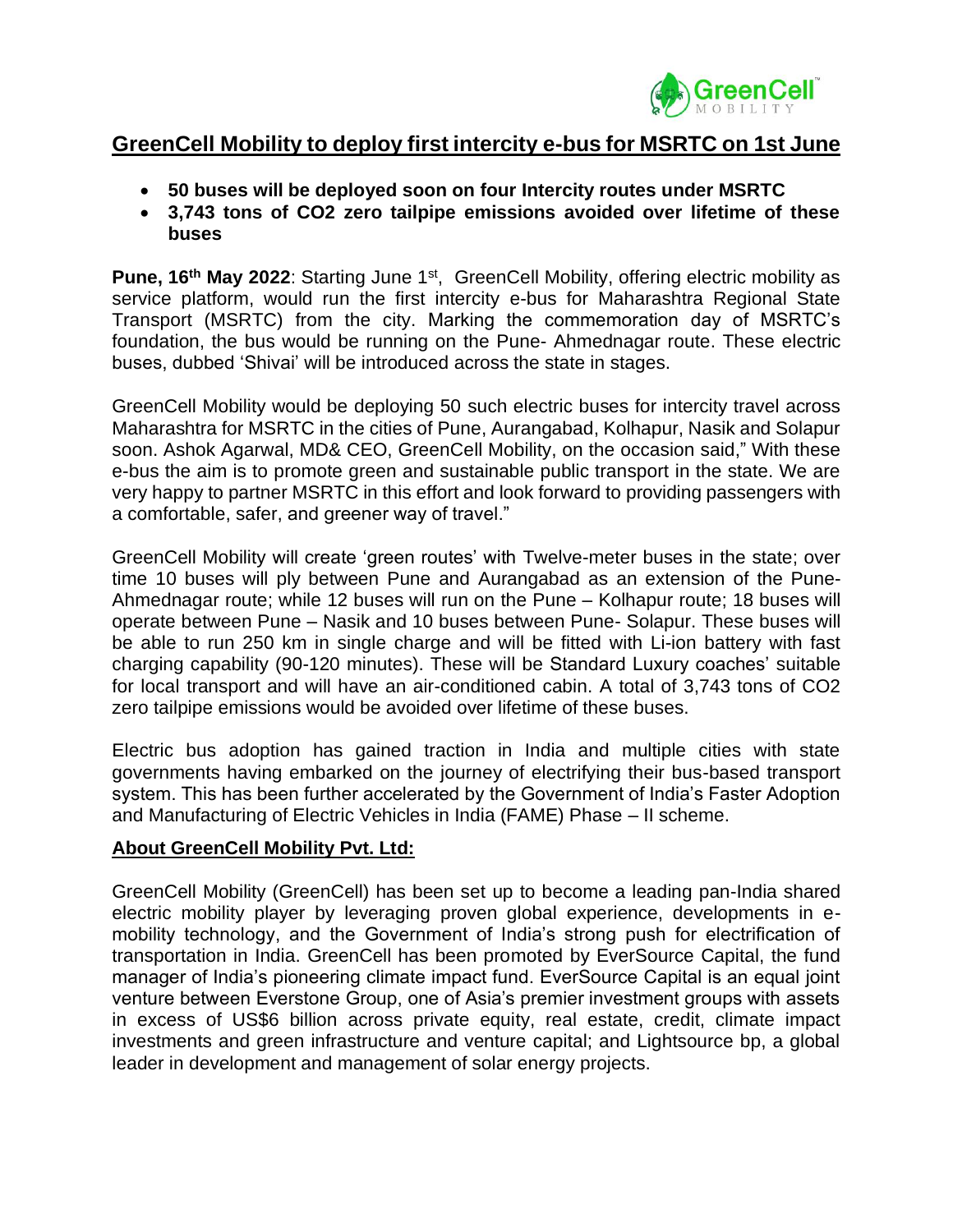# GreenCell Mobility to deploy first intercity e-bus for MSRTC on 1st June

- **50 buses will be deployed soon on four Intercity routes under MSRTC**
- **3,743 tons of $CO_2$ zero tailpipe emissions avoided over lifetime of these buses**

**Pune, 16th May 2022**: Starting June 1st, GreenCell Mobility, offering electric mobility as service platform, would run the first intercity e-bus for Maharashtra Regional State Transport (MSRTC) from the city. Marking the commemoration day of MSRTC's foundation, the bus would be running on the Pune- Ahmednagar route. These electric buses, dubbed 'Shivai' will be introduced across the state in stages.

GreenCell Mobility would be deploying 50 such electric buses for intercity travel across Maharashtra for MSRTC in the cities of Pune, Aurangabad, Kolhapur, Nasik and Solapur soon. Ashok Agarwal, MD& CEO, GreenCell Mobility, on the occasion said," With these e-bus the aim is to promote green and sustainable public transport in the state. We are very happy to partner MSRTC in this effort and look forward to providing passengers with a comfortable, safer, and greener way of travel."

GreenCell Mobility will create 'green routes' with Twelve-meter buses in the state; over time 10 buses will ply between Pune and Aurangabad as an extension of the Pune-Ahmednagar route; while 12 buses will run on the Pune – Kolhapur route; 18 buses will operate between Pune – Nasik and 10 buses between Pune- Solapur. These buses will be able to run 250 km in single charge and will be fitted with Li-ion battery with fast charging capability (90-120 minutes). These will be Standard Luxury coaches' suitable for local transport and will have an air-conditioned cabin. A total of 3,743 tons of $CO_2$ zero tailpipe emissions would be avoided over lifetime of these buses.

Electric bus adoption has gained traction in India and multiple cities with state governments having embarked on the journey of electrifying their bus-based transport system. This has been further accelerated by the Government of India's Faster Adoption and Manufacturing of Electric Vehicles in India (FAME) Phase – II scheme.

## About GreenCell Mobility Pvt. Ltd:

GreenCell Mobility (GreenCell) has been set up to become a leading pan-India shared electric mobility player by leveraging proven global experience, developments in e-mobility technology, and the Government of India's strong push for electrification of transportation in India. GreenCell has been promoted by EverSource Capital, the fund manager of India's pioneering climate impact fund. EverSource Capital is an equal joint venture between Everstone Group, one of Asia's premier investment groups with assets in excess of US$6 billion across private equity, real estate, credit, climate impact investments and green infrastructure and venture capital; and Lightsource bp, a global leader in development and management of solar energy projects.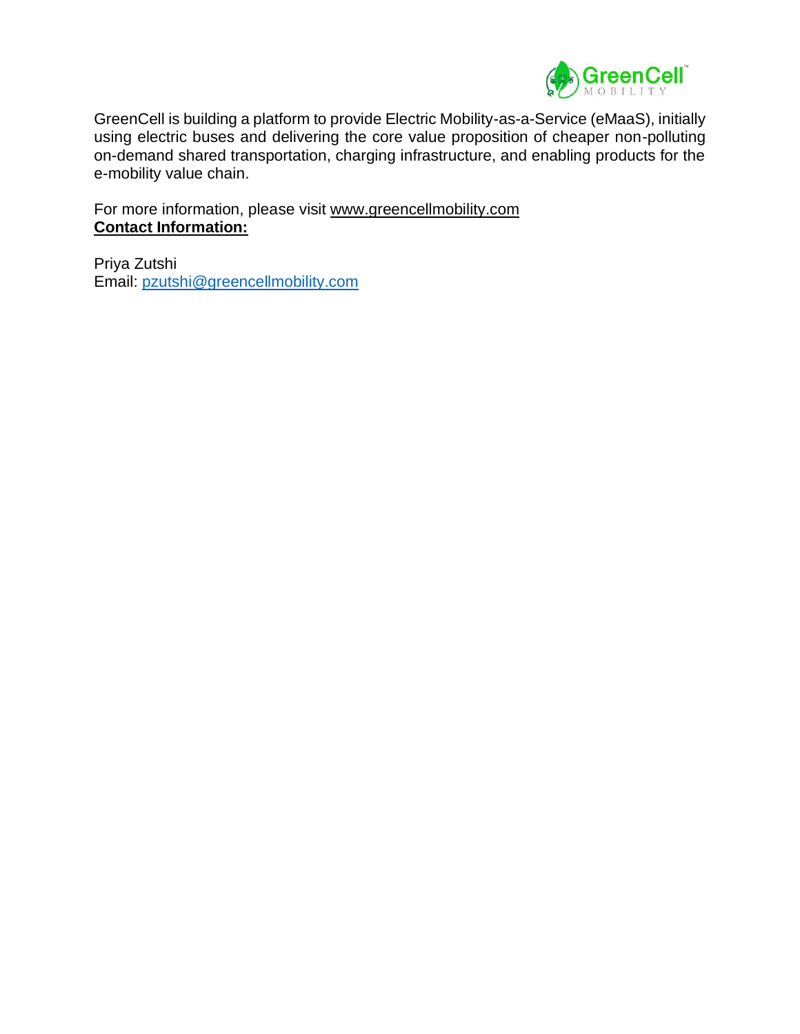GreenCell is building a platform to provide Electric Mobility-as-a-Service (eMaaS), initially using electric buses and delivering the core value proposition of cheaper non-polluting on-demand shared transportation, charging infrastructure, and enabling products for the e-mobility value chain.

For more information, please visit www.greencellmobility.com

**Contact Information:**

Priya Zutshi
Email: pzutshi@greencellmobility.com